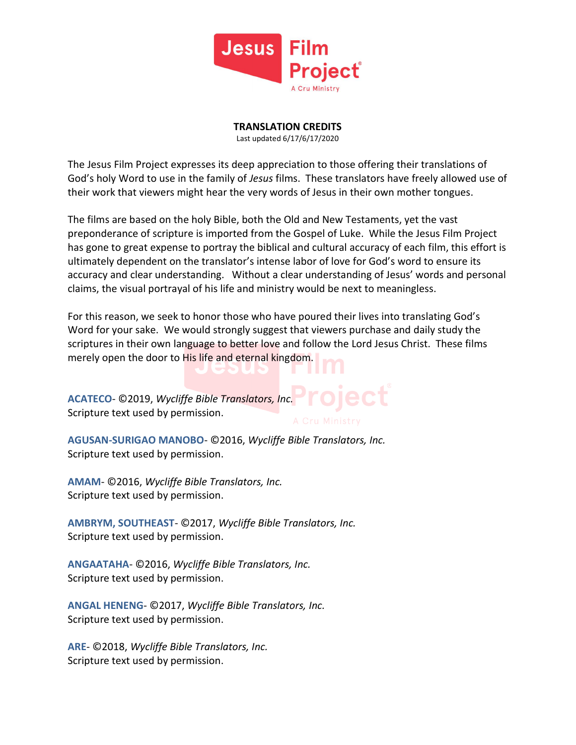**TRANSLATION CREDITS**

Last updated 6/17/6/17/2020

The Jesus Film Project expresses its deep appreciation to those offering their translations of God's holy Word to use in the family of *Jesus* films. These translators have freely allowed use of their work that viewers might hear the very words of Jesus in their own mother tongues.

The films are based on the holy Bible, both the Old and New Testaments, yet the vast preponderance of scripture is imported from the Gospel of Luke. While the Jesus Film Project has gone to great expense to portray the biblical and cultural accuracy of each film, this effort is ultimately dependent on the translator's intense labor of love for God's word to ensure its accuracy and clear understanding. Without a clear understanding of Jesus' words and personal claims, the visual portrayal of his life and ministry would be next to meaningless.

For this reason, we seek to honor those who have poured their lives into translating God's Word for your sake. We would strongly suggest that viewers purchase and daily study the scriptures in their own language to better love and follow the Lord Jesus Christ. These films merely open the door to His life and eternal kingdom.

**ACATECO**- ©2019, *Wycliffe Bible Translators, Inc.*
Scripture text used by permission.

**AGUSAN-SURIGAO MANOBO**- ©2016, *Wycliffe Bible Translators, Inc.*
Scripture text used by permission.

**AMAM**- ©2016, *Wycliffe Bible Translators, Inc.*
Scripture text used by permission.

**AMBRYM, SOUTHEAST**- ©2017, *Wycliffe Bible Translators, Inc.*
Scripture text used by permission.

**ANGAATAHA**- ©2016, *Wycliffe Bible Translators, Inc.*
Scripture text used by permission.

**ANGAL HENENG**- ©2017, *Wycliffe Bible Translators, Inc.*
Scripture text used by permission.

**ARE**- ©2018, *Wycliffe Bible Translators, Inc.*
Scripture text used by permission.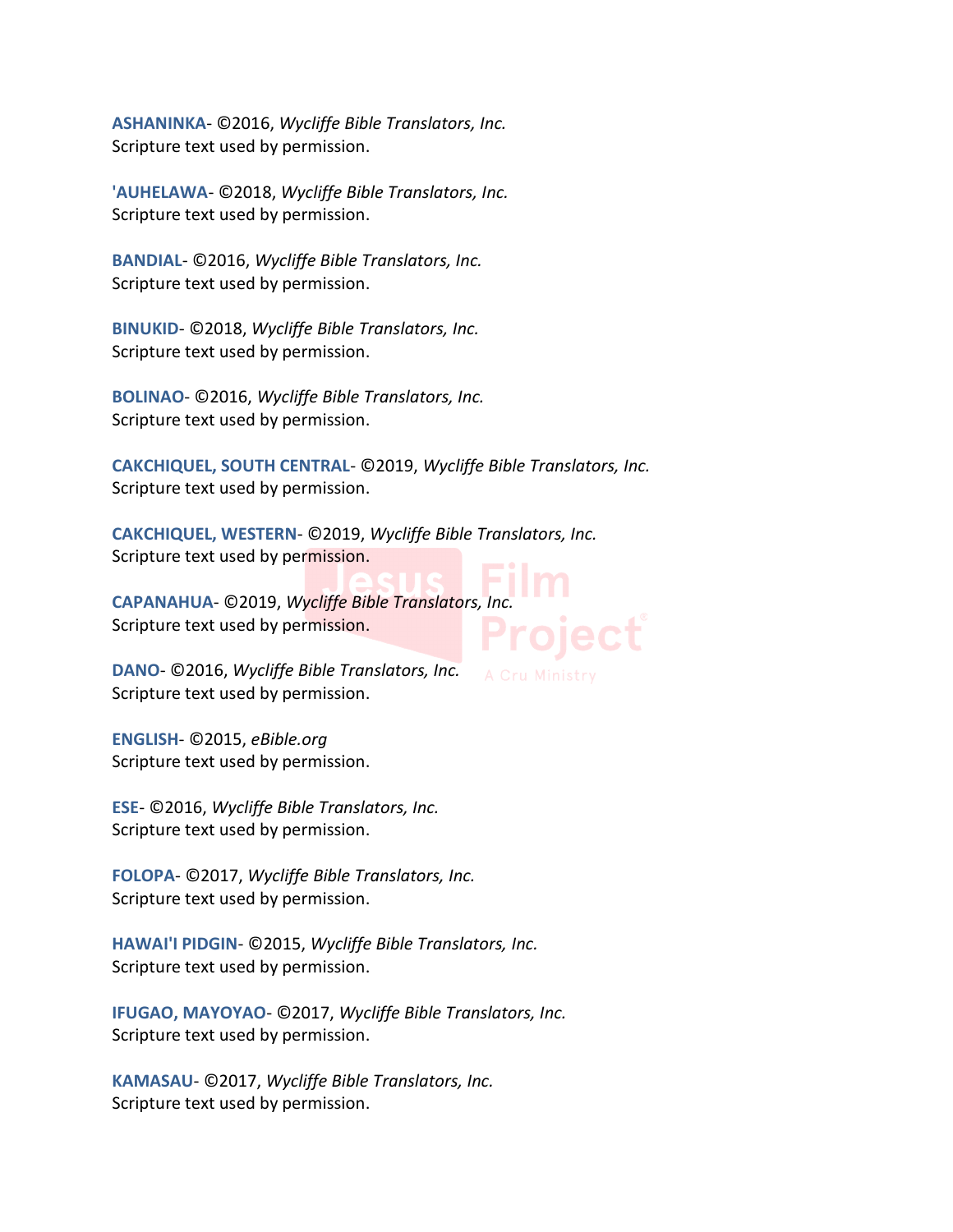**ASHANINKA**- ©2016, *Wycliffe Bible Translators, Inc.*
Scripture text used by permission.

**'AUHELAWA**- ©2018, *Wycliffe Bible Translators, Inc.*
Scripture text used by permission.

**BANDIAL**- ©2016, *Wycliffe Bible Translators, Inc.*
Scripture text used by permission.

**BINUKID**- ©2018, *Wycliffe Bible Translators, Inc.*
Scripture text used by permission.

**BOLINAO**- ©2016, *Wycliffe Bible Translators, Inc.*
Scripture text used by permission.

**CAKCHIQUEL, SOUTH CENTRAL**- ©2019, *Wycliffe Bible Translators, Inc.*
Scripture text used by permission.

**CAKCHIQUEL, WESTERN**- ©2019, *Wycliffe Bible Translators, Inc.*
Scripture text used by permission.

**CAPANAHUA**- ©2019, *Wycliffe Bible Translators, Inc.*
Scripture text used by permission.

**DANO**- ©2016, *Wycliffe Bible Translators, Inc.*
Scripture text used by permission.

**ENGLISH**- ©2015, *eBible.org*
Scripture text used by permission.

**ESE**- ©2016, *Wycliffe Bible Translators, Inc.*
Scripture text used by permission.

**FOLOPA**- ©2017, *Wycliffe Bible Translators, Inc.*
Scripture text used by permission.

**HAWAI'I PIDGIN**- ©2015, *Wycliffe Bible Translators, Inc.*
Scripture text used by permission.

**IFUGAO, MAYOYAO**- ©2017, *Wycliffe Bible Translators, Inc.*
Scripture text used by permission.

**KAMASAU**- ©2017, *Wycliffe Bible Translators, Inc.*
Scripture text used by permission.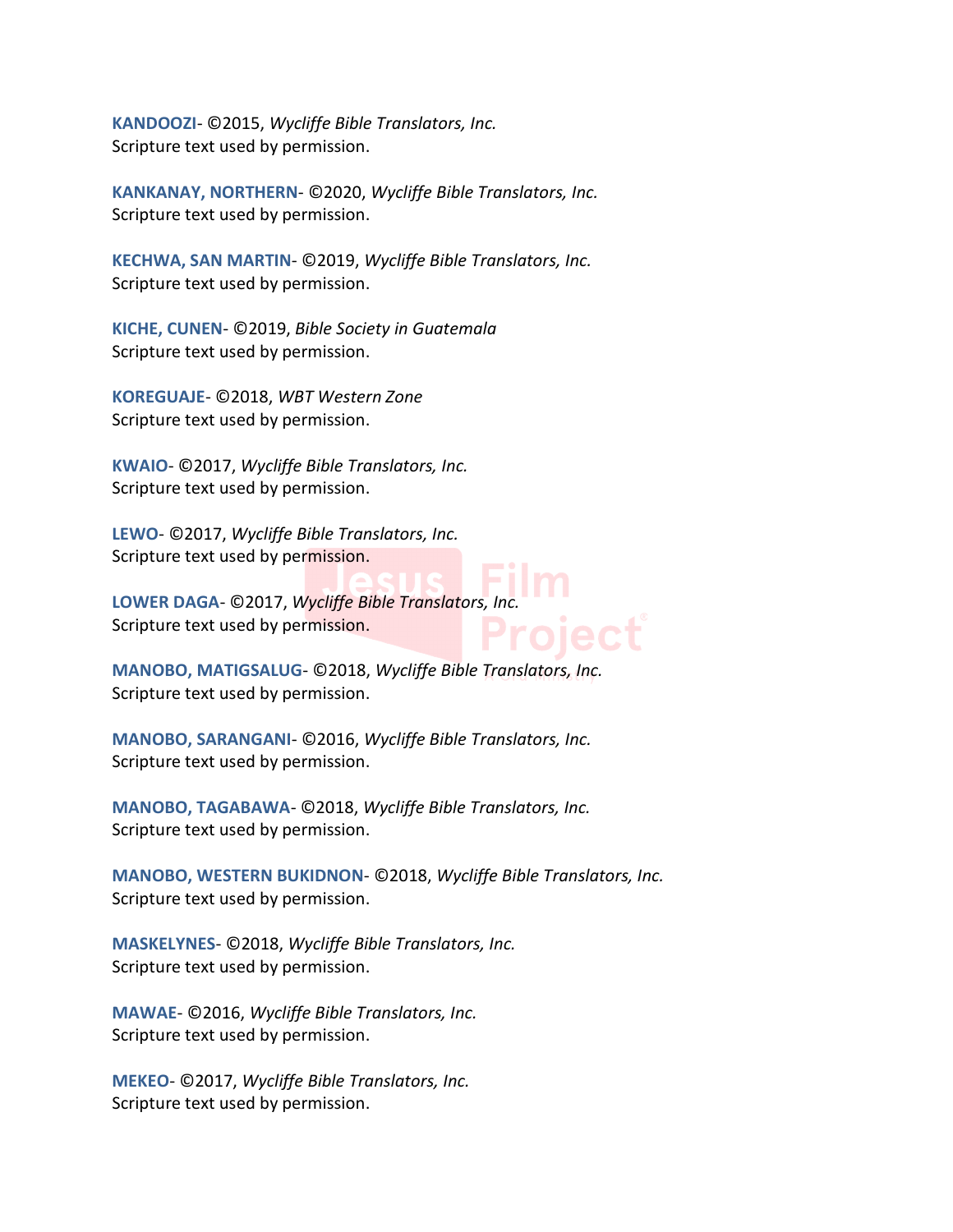**KANDOOZI**- ©2015, *Wycliffe Bible Translators, Inc.*
Scripture text used by permission.

**KANKANAY, NORTHERN**- ©2020, *Wycliffe Bible Translators, Inc.*
Scripture text used by permission.

**KECHWA, SAN MARTIN**- ©2019, *Wycliffe Bible Translators, Inc.*
Scripture text used by permission.

**KICHE, CUNEN**- ©2019, *Bible Society in Guatemala*
Scripture text used by permission.

**KOREGUAJE**- ©2018, *WBT Western Zone*
Scripture text used by permission.

**KWAIO**- ©2017, *Wycliffe Bible Translators, Inc.*
Scripture text used by permission.

**LEWO**- ©2017, *Wycliffe Bible Translators, Inc.*
Scripture text used by permission.

**LOWER DAGA**- ©2017, *Wycliffe Bible Translators, Inc.*
Scripture text used by permission.

**MANOBO, MATIGSALUG**- ©2018, *Wycliffe Bible Translators, Inc.*
Scripture text used by permission.

**MANOBO, SARANGANI**- ©2016, *Wycliffe Bible Translators, Inc.*
Scripture text used by permission.

**MANOBO, TAGABAWA**- ©2018, *Wycliffe Bible Translators, Inc.*
Scripture text used by permission.

**MANOBO, WESTERN BUKIDNON**- ©2018, *Wycliffe Bible Translators, Inc.*
Scripture text used by permission.

**MASKELYNES**- ©2018, *Wycliffe Bible Translators, Inc.*
Scripture text used by permission.

**MAWAE**- ©2016, *Wycliffe Bible Translators, Inc.*
Scripture text used by permission.

**MEKEO**- ©2017, *Wycliffe Bible Translators, Inc.*
Scripture text used by permission.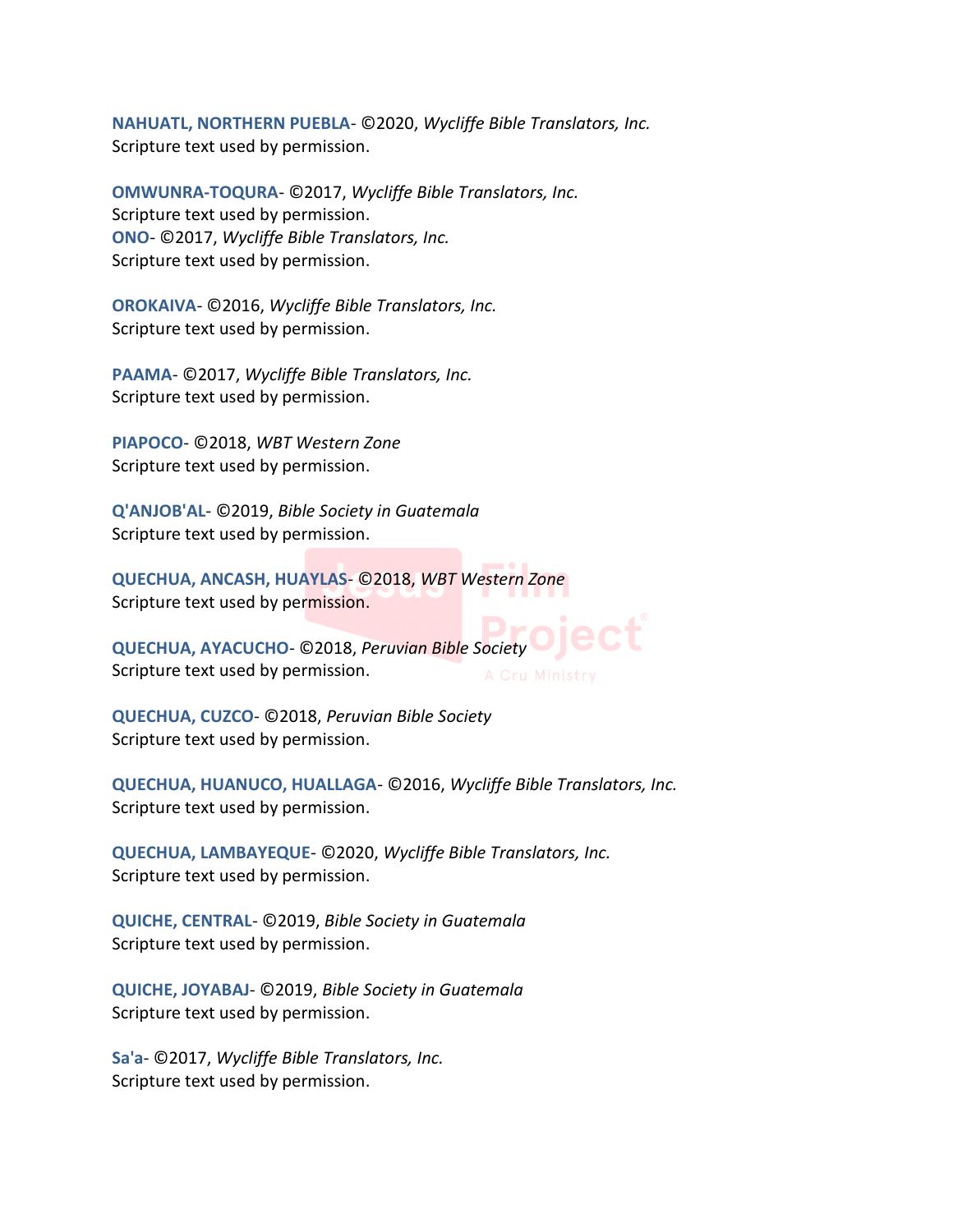**NAHUATL, NORTHERN PUEBLA**- ©2020, *Wycliffe Bible Translators, Inc.*
Scripture text used by permission.

**OMWUNRA-TOQURA**- ©2017, *Wycliffe Bible Translators, Inc.*
Scripture text used by permission.
**ONO**- ©2017, *Wycliffe Bible Translators, Inc.*
Scripture text used by permission.

**OROKAIVA**- ©2016, *Wycliffe Bible Translators, Inc.*
Scripture text used by permission.

**PAAMA**- ©2017, *Wycliffe Bible Translators, Inc.*
Scripture text used by permission.

**PIAPOCO**- ©2018, *WBT Western Zone*
Scripture text used by permission.

**Q'ANJOB'AL**- ©2019, *Bible Society in Guatemala*
Scripture text used by permission.

**QUECHUA, ANCASH, HUAYLAS**- ©2018, *WBT Western Zone*
Scripture text used by permission.

**QUECHUA, AYACUCHO**- ©2018, *Peruvian Bible Society*
Scripture text used by permission.

**QUECHUA, CUZCO**- ©2018, *Peruvian Bible Society*
Scripture text used by permission.

**QUECHUA, HUANUCO, HUALLAGA**- ©2016, *Wycliffe Bible Translators, Inc.*
Scripture text used by permission.

**QUECHUA, LAMBAYEQUE**- ©2020, *Wycliffe Bible Translators, Inc.*
Scripture text used by permission.

**QUICHE, CENTRAL**- ©2019, *Bible Society in Guatemala*
Scripture text used by permission.

**QUICHE, JOYABAJ**- ©2019, *Bible Society in Guatemala*
Scripture text used by permission.

**Sa'a**- ©2017, *Wycliffe Bible Translators, Inc.*
Scripture text used by permission.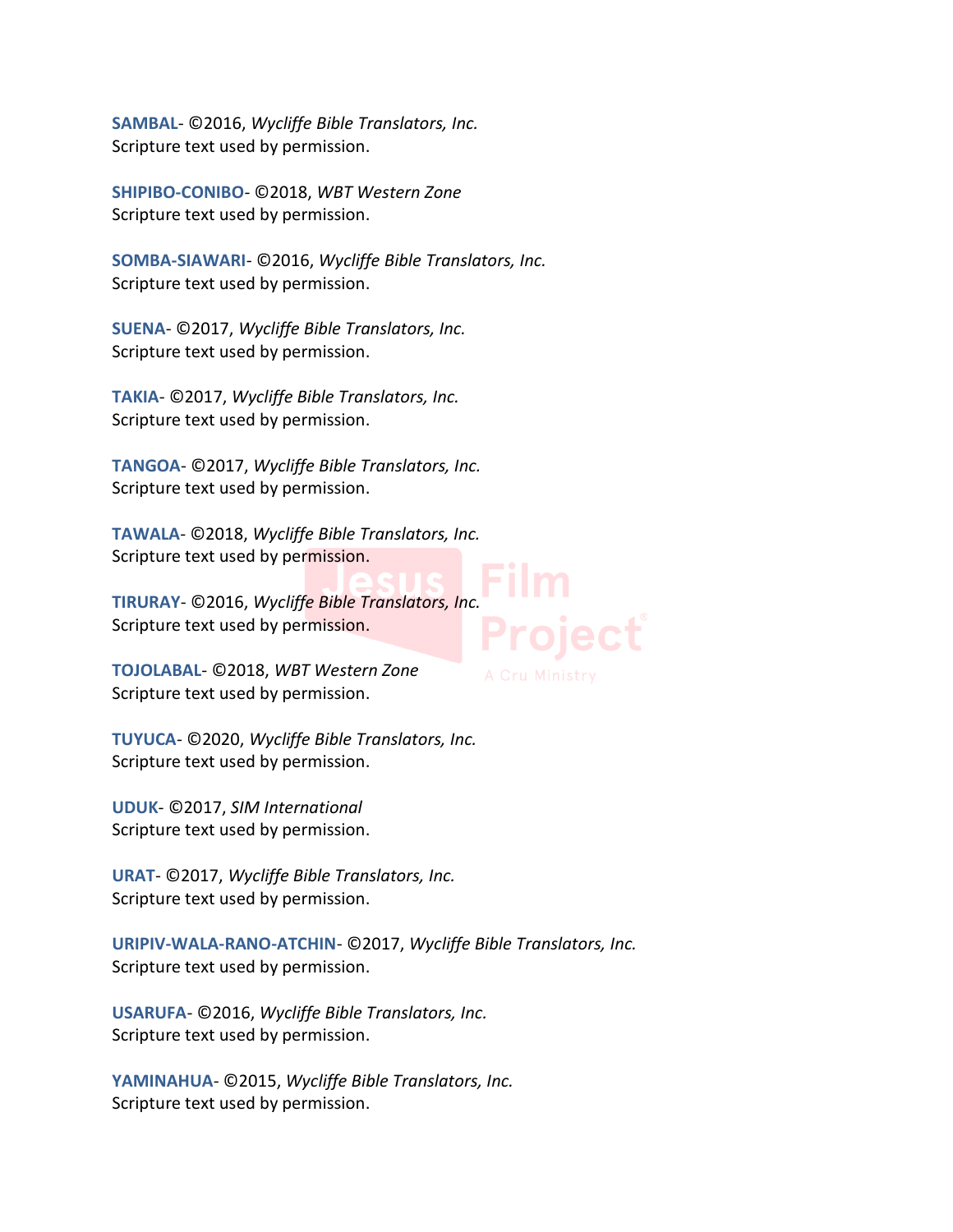**SAMBAL**- ©2016, *Wycliffe Bible Translators, Inc.*
Scripture text used by permission.

**SHIPIBO-CONIBO**- ©2018, *WBT Western Zone*
Scripture text used by permission.

**SOMBA-SIAWARI**- ©2016, *Wycliffe Bible Translators, Inc.*
Scripture text used by permission.

**SUENA**- ©2017, *Wycliffe Bible Translators, Inc.*
Scripture text used by permission.

**TAKIA**- ©2017, *Wycliffe Bible Translators, Inc.*
Scripture text used by permission.

**TANGOA**- ©2017, *Wycliffe Bible Translators, Inc.*
Scripture text used by permission.

**TAWALA**- ©2018, *Wycliffe Bible Translators, Inc.*
Scripture text used by permission.

**TIRURAY**- ©2016, *Wycliffe Bible Translators, Inc.*
Scripture text used by permission.

**TOJOLABAL**- ©2018, *WBT Western Zone*
Scripture text used by permission.

**TUYUCA**- ©2020, *Wycliffe Bible Translators, Inc.*
Scripture text used by permission.

**UDUK**- ©2017, *SIM International*
Scripture text used by permission.

**URAT**- ©2017, *Wycliffe Bible Translators, Inc.*
Scripture text used by permission.

**URIPIV-WALA-RANO-ATCHIN**- ©2017, *Wycliffe Bible Translators, Inc.*
Scripture text used by permission.

**USARUFA**- ©2016, *Wycliffe Bible Translators, Inc.*
Scripture text used by permission.

**YAMINAHUA**- ©2015, *Wycliffe Bible Translators, Inc.*
Scripture text used by permission.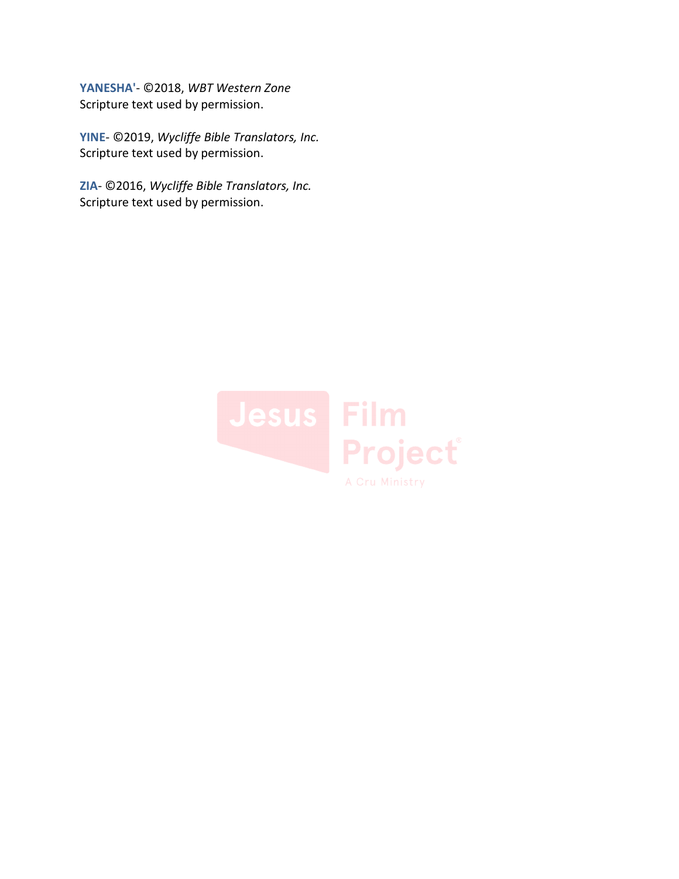**YANESHA'**- ©2018, *WBT Western Zone*
Scripture text used by permission.

**YINE**- ©2019, *Wycliffe Bible Translators, Inc.*
Scripture text used by permission.

**ZIA**- ©2016, *Wycliffe Bible Translators, Inc.*
Scripture text used by permission.